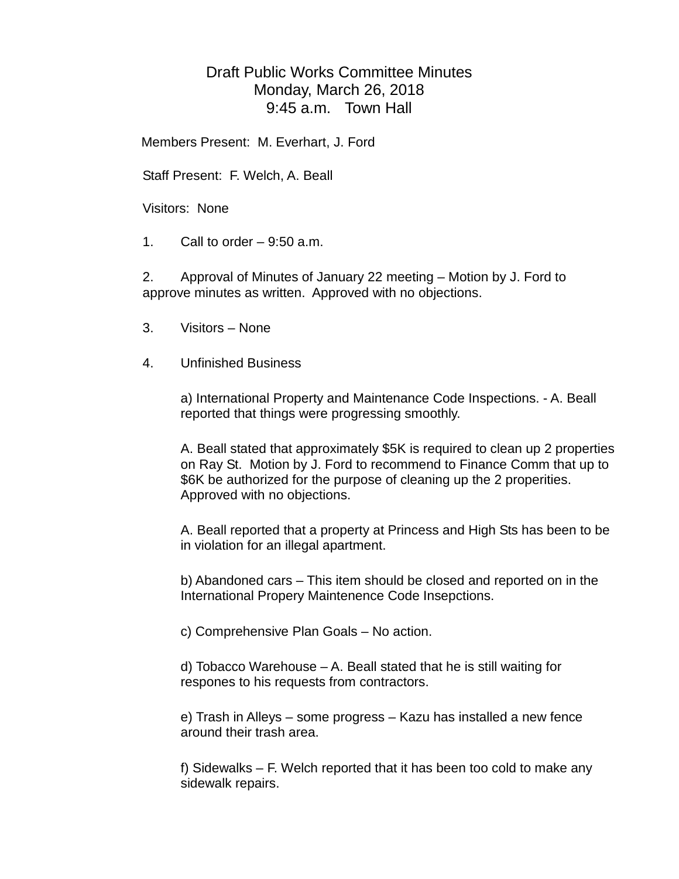# Draft Public Works Committee Minutes
## Monday, March 26, 2018
## 9:45 a.m. Town Hall

Members Present: M. Everhart, J. Ford

Staff Present: F. Welch, A. Beall

Visitors: None

1. Call to order – 9:50 a.m.

2. Approval of Minutes of January 22 meeting – Motion by J. Ford to approve minutes as written. Approved with no objections.

3. Visitors – None

4. Unfinished Business

   a) International Property and Maintenance Code Inspections. - A. Beall reported that things were progressing smoothly.

   A. Beall stated that approximately $5K is required to clean up 2 properties on Ray St. Motion by J. Ford to recommend to Finance Comm that up to $6K be authorized for the purpose of cleaning up the 2 properities. Approved with no objections.

   A. Beall reported that a property at Princess and High Sts has been to be in violation for an illegal apartment.

   b) Abandoned cars – This item should be closed and reported on in the International Propery Maintenence Code Insepctions.

   c) Comprehensive Plan Goals – No action.

   d) Tobacco Warehouse – A. Beall stated that he is still waiting for respones to his requests from contractors.

   e) Trash in Alleys – some progress – Kazu has installed a new fence around their trash area.

   f) Sidewalks – F. Welch reported that it has been too cold to make any sidewalk repairs.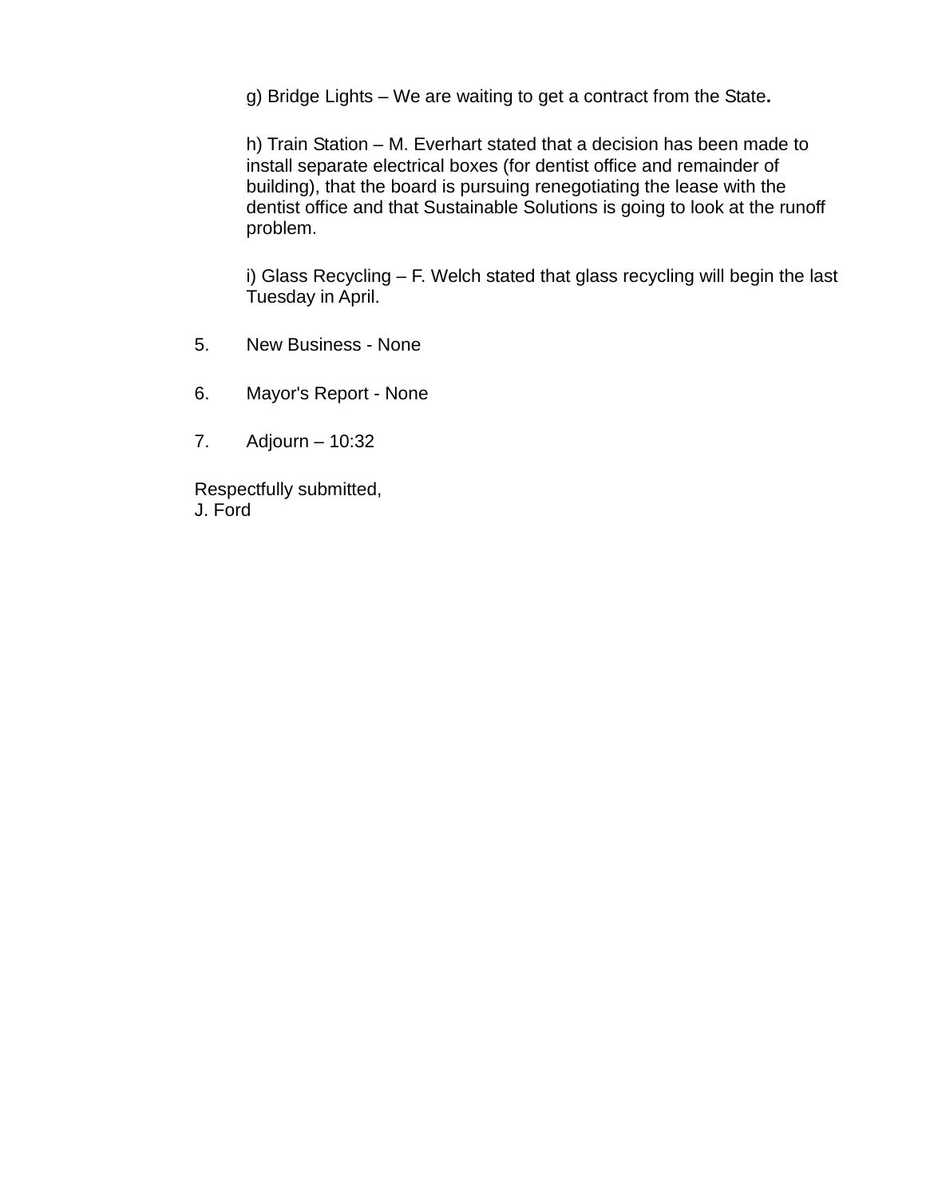g) Bridge Lights – We are waiting to get a contract from the State**.**

h) Train Station – M. Everhart stated that a decision has been made to install separate electrical boxes (for dentist office and remainder of building), that the board is pursuing renegotiating the lease with the dentist office and that Sustainable Solutions is going to look at the runoff problem.

i) Glass Recycling – F. Welch stated that glass recycling will begin the last Tuesday in April.

5. New Business - None

6. Mayor's Report - None

7. Adjourn – 10:32

Respectfully submitted,
J. Ford